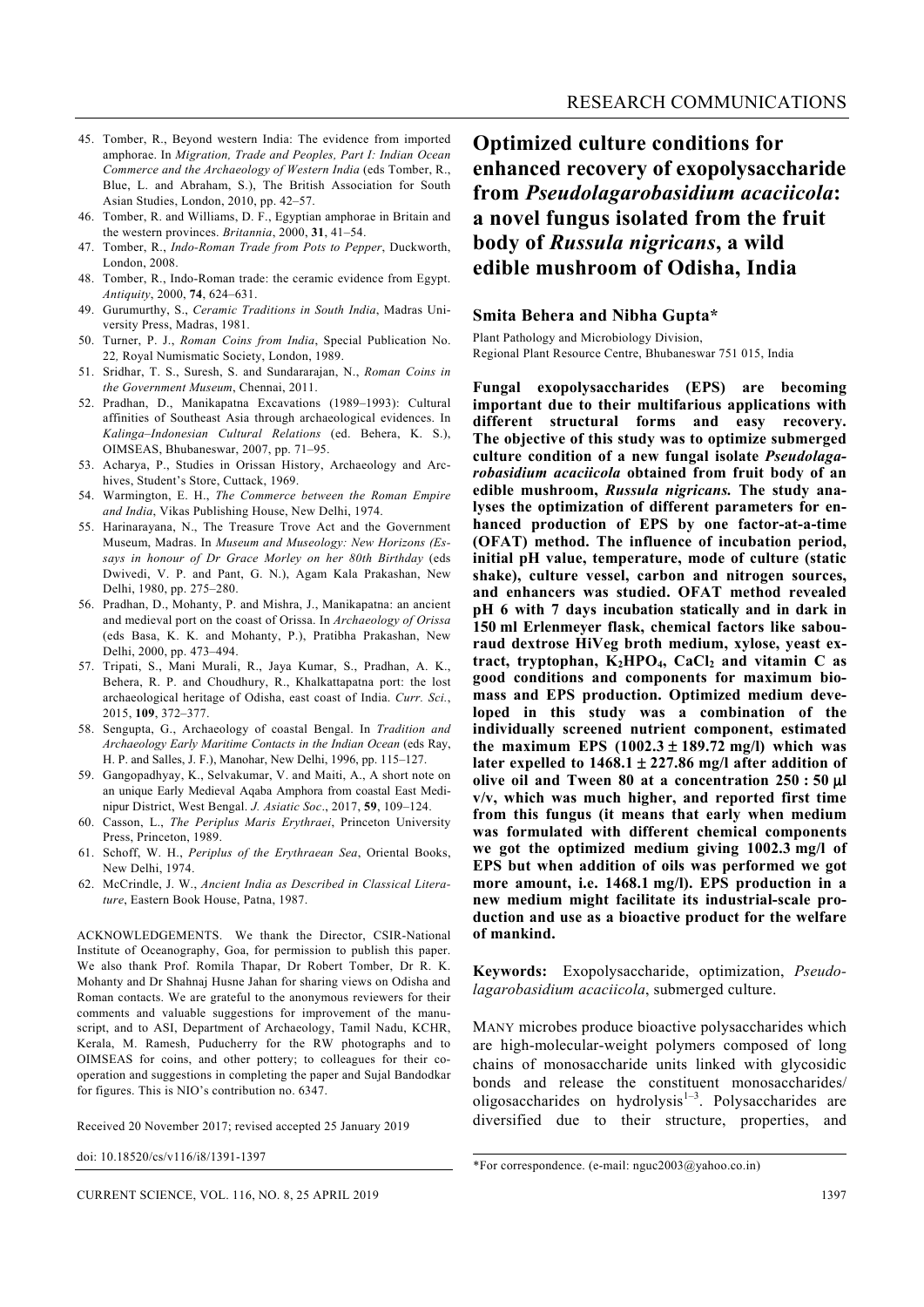45. Tomber, R., Beyond western India: The evidence from imported amphorae. In *Migration, Trade and Peoples, Part I: Indian Ocean Commerce and the Archaeology of Western India* (eds Tomber, R., Blue, L. and Abraham, S.), The British Association for South Asian Studies, London, 2010, pp. 42–57.
46. Tomber, R. and Williams, D. F., Egyptian amphorae in Britain and the western provinces. *Britannia*, 2000, **31**, 41–54.
47. Tomber, R., *Indo-Roman Trade from Pots to Pepper*, Duckworth, London, 2008.
48. Tomber, R., Indo-Roman trade: the ceramic evidence from Egypt. *Antiquity*, 2000, **74**, 624–631.
49. Gurumurthy, S., *Ceramic Traditions in South India*, Madras University Press, Madras, 1981.
50. Turner, P. J., *Roman Coins from India*, Special Publication No. 22*,* Royal Numismatic Society, London, 1989.
51. Sridhar, T. S., Suresh, S. and Sundararajan, N., *Roman Coins in the Government Museum*, Chennai, 2011.
52. Pradhan, D., Manikapatna Excavations (1989–1993): Cultural affinities of Southeast Asia through archaeological evidences. In *Kalinga–Indonesian Cultural Relations* (ed. Behera, K. S.), OIMSEAS, Bhubaneswar, 2007, pp. 71–95.
53. Acharya, P., Studies in Orissan History, Archaeology and Archives, Student's Store, Cuttack, 1969.
54. Warmington, E. H., *The Commerce between the Roman Empire and India*, Vikas Publishing House, New Delhi, 1974.
55. Harinarayana, N., The Treasure Trove Act and the Government Museum, Madras. In *Museum and Museology: New Horizons (Essays in honour of Dr Grace Morley on her 80th Birthday* (eds Dwivedi, V. P. and Pant, G. N.), Agam Kala Prakashan, New Delhi, 1980, pp. 275–280.
56. Pradhan, D., Mohanty, P. and Mishra, J., Manikapatna: an ancient and medieval port on the coast of Orissa. In *Archaeology of Orissa* (eds Basa, K. K. and Mohanty, P.), Pratibha Prakashan, New Delhi, 2000, pp. 473–494.
57. Tripati, S., Mani Murali, R., Jaya Kumar, S., Pradhan, A. K., Behera, R. P. and Choudhury, R., Khalkattapatna port: the lost archaeological heritage of Odisha, east coast of India. *Curr. Sci.*, 2015, **109**, 372–377.
58. Sengupta, G., Archaeology of coastal Bengal. In *Tradition and Archaeology Early Maritime Contacts in the Indian Ocean* (eds Ray, H. P. and Salles, J. F.), Manohar, New Delhi, 1996, pp. 115–127.
59. Gangopadhyay, K., Selvakumar, V. and Maiti, A., A short note on an unique Early Medieval Aqaba Amphora from coastal East Medinipur District, West Bengal. *J. Asiatic Soc*., 2017, **59**, 109–124.
60. Casson, L., *The Periplus Maris Erythraei*, Princeton University Press, Princeton, 1989.
61. Schoff, W. H., *Periplus of the Erythraean Sea*, Oriental Books, New Delhi, 1974.
62. McCrindle, J. W., *Ancient India as Described in Classical Literature*, Eastern Book House, Patna, 1987.

ACKNOWLEDGEMENTS. We thank the Director, CSIR-National Institute of Oceanography, Goa, for permission to publish this paper. We also thank Prof. Romila Thapar, Dr Robert Tomber, Dr R. K. Mohanty and Dr Shahnaj Husne Jahan for sharing views on Odisha and Roman contacts. We are grateful to the anonymous reviewers for their comments and valuable suggestions for improvement of the manuscript, and to ASI, Department of Archaeology, Tamil Nadu, KCHR, Kerala, M. Ramesh, Puducherry for the RW photographs and to OIMSEAS for coins, and other pottery; to colleagues for their cooperation and suggestions in completing the paper and Sujal Bandodkar for figures. This is NIO's contribution no. 6347.

Received 20 November 2017; revised accepted 25 January 2019

doi: 10.18520/cs/v116/i8/1391-1397

# Optimized culture conditions for enhanced recovery of exopolysaccharide from *Pseudolagarobasidium acaciicola*: a novel fungus isolated from the fruit body of *Russula nigricans*, a wild edible mushroom of Odisha, India

**Smita Behera and Nibha Gupta***

Plant Pathology and Microbiology Division, Regional Plant Resource Centre, Bhubaneswar 751 015, India

**Fungal exopolysaccharides (EPS) are becoming important due to their multifarious applications with different structural forms and easy recovery. The objective of this study was to optimize submerged culture condition of a new fungal isolate *Pseudolagarobasidium acaciicola* obtained from fruit body of an edible mushroom, *Russula nigricans.* The study analyses the optimization of different parameters for enhanced production of EPS by one factor-at-a-time (OFAT) method. The influence of incubation period, initial pH value, temperature, mode of culture (static shake), culture vessel, carbon and nitrogen sources, and enhancers was studied. OFAT method revealed pH 6 with 7 days incubation statically and in dark in 150 ml Erlenmeyer flask, chemical factors like sabouraud dextrose HiVeg broth medium, xylose, yeast extract, tryptophan, $K_2HPO_4$, $CaCl_2$ and vitamin C as good conditions and components for maximum biomass and EPS production. Optimized medium developed in this study was a combination of the individually screened nutrient component, estimated the maximum EPS (1002.3 ± 189.72 mg/l) which was later expelled to 1468.1 ± 227.86 mg/l after addition of olive oil and Tween 80 at a concentration 250 : 50 μl v/v, which was much higher, and reported first time from this fungus (it means that early when medium was formulated with different chemical components we got the optimized medium giving 1002.3 mg/l of EPS but when addition of oils was performed we got more amount, i.e. 1468.1 mg/l). EPS production in a new medium might facilitate its industrial-scale production and use as a bioactive product for the welfare of mankind.**

**Keywords:** Exopolysaccharide, optimization, *Pseudolagarobasidium acaciicola*, submerged culture.

MANY microbes produce bioactive polysaccharides which are high-molecular-weight polymers composed of long chains of monosaccharide units linked with glycosidic bonds and release the constituent monosaccharides/oligosaccharides on hydrolysis[1–3]. Polysaccharides are diversified due to their structure, properties, and

*For correspondence. (e-mail: nguc2003@yahoo.co.in)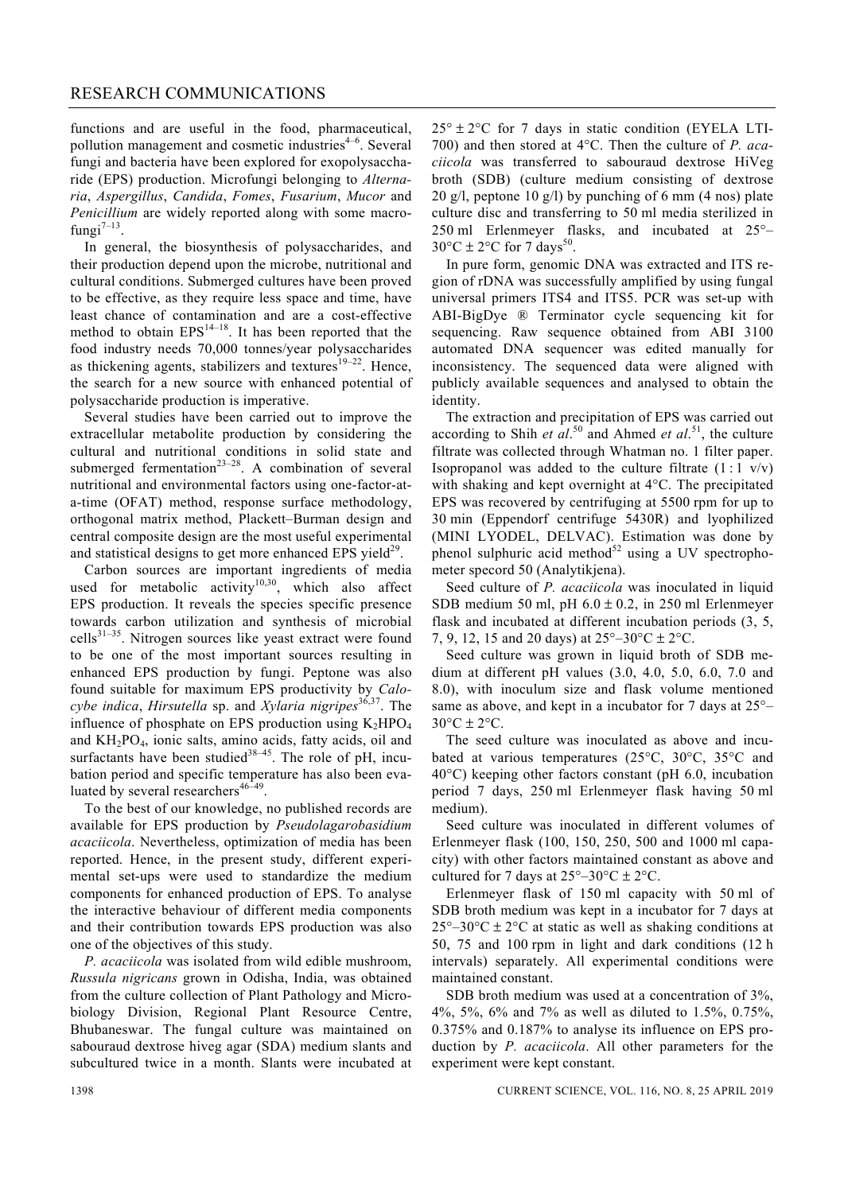functions and are useful in the food, pharmaceutical, pollution management and cosmetic industries[4–6]. Several fungi and bacteria have been explored for exopolysaccharide (EPS) production. Microfungi belonging to *Alternaria*, *Aspergillus*, *Candida*, *Fomes*, *Fusarium*, *Mucor* and *Penicillium* are widely reported along with some macrofungi[7–13].

In general, the biosynthesis of polysaccharides, and their production depend upon the microbe, nutritional and cultural conditions. Submerged cultures have been proved to be effective, as they require less space and time, have least chance of contamination and are a cost-effective method to obtain EPS[14–18]. It has been reported that the food industry needs 70,000 tonnes/year polysaccharides as thickening agents, stabilizers and textures[19–22]. Hence, the search for a new source with enhanced potential of polysaccharide production is imperative.

Several studies have been carried out to improve the extracellular metabolite production by considering the cultural and nutritional conditions in solid state and submerged fermentation[23–28]. A combination of several nutritional and environmental factors using one-factor-at-a-time (OFAT) method, response surface methodology, orthogonal matrix method, Plackett–Burman design and central composite design are the most useful experimental and statistical designs to get more enhanced EPS yield[29].

Carbon sources are important ingredients of media used for metabolic activity[10,30], which also affect EPS production. It reveals the species specific presence towards carbon utilization and synthesis of microbial cells[31–35]. Nitrogen sources like yeast extract were found to be one of the most important sources resulting in enhanced EPS production by fungi. Peptone was also found suitable for maximum EPS productivity by *Calocybe indica*, *Hirsutella* sp. and *Xylaria nigripes*[36,37]. The influence of phosphate on EPS production using $K_2HPO_4$ and $KH_2PO_4$, ionic salts, amino acids, fatty acids, oil and surfactants have been studied[38–45]. The role of pH, incubation period and specific temperature has also been evaluated by several researchers[46–49].

To the best of our knowledge, no published records are available for EPS production by *Pseudolagarobasidium acaciicola*. Nevertheless, optimization of media has been reported. Hence, in the present study, different experimental set-ups were used to standardize the medium components for enhanced production of EPS. To analyse the interactive behaviour of different media components and their contribution towards EPS production was also one of the objectives of this study.

*P. acaciicola* was isolated from wild edible mushroom, *Russula nigricans* grown in Odisha, India, was obtained from the culture collection of Plant Pathology and Microbiology Division, Regional Plant Resource Centre, Bhubaneswar. The fungal culture was maintained on sabouraud dextrose hiveg agar (SDA) medium slants and subcultured twice in a month. Slants were incubated at $25° \pm 2°C$ for 7 days in static condition (EYELA LTI-700) and then stored at 4°C. Then the culture of *P. acaciicola* was transferred to sabouraud dextrose HiVeg broth (SDB) (culture medium consisting of dextrose 20 g/l, peptone 10 g/l) by punching of 6 mm (4 nos) plate culture disc and transferring to 50 ml media sterilized in 250 ml Erlenmeyer flasks, and incubated at 25°–30°C ± 2°C for 7 days[50].

In pure form, genomic DNA was extracted and ITS region of rDNA was successfully amplified by using fungal universal primers ITS4 and ITS5. PCR was set-up with ABI-BigDye ® Terminator cycle sequencing kit for sequencing. Raw sequence obtained from ABI 3100 automated DNA sequencer was edited manually for inconsistency. The sequenced data were aligned with publicly available sequences and analysed to obtain the identity.

The extraction and precipitation of EPS was carried out according to Shih *et al*.[50] and Ahmed *et al*.[51], the culture filtrate was collected through Whatman no. 1 filter paper. Isopropanol was added to the culture filtrate (1 : 1 v/v) with shaking and kept overnight at 4°C. The precipitated EPS was recovered by centrifuging at 5500 rpm for up to 30 min (Eppendorf centrifuge 5430R) and lyophilized (MINI LYODEL, DELVAC). Estimation was done by phenol sulphuric acid method[52] using a UV spectrophotometer specord 50 (Analytikjena).

Seed culture of *P. acaciicola* was inoculated in liquid SDB medium 50 ml, pH 6.0 ± 0.2, in 250 ml Erlenmeyer flask and incubated at different incubation periods (3, 5, 7, 9, 12, 15 and 20 days) at 25°–30°C ± 2°C.

Seed culture was grown in liquid broth of SDB medium at different pH values (3.0, 4.0, 5.0, 6.0, 7.0 and 8.0), with inoculum size and flask volume mentioned same as above, and kept in a incubator for 7 days at 25°–30°C ± 2°C.

The seed culture was inoculated as above and incubated at various temperatures (25°C, 30°C, 35°C and 40°C) keeping other factors constant (pH 6.0, incubation period 7 days, 250 ml Erlenmeyer flask having 50 ml medium).

Seed culture was inoculated in different volumes of Erlenmeyer flask (100, 150, 250, 500 and 1000 ml capacity) with other factors maintained constant as above and cultured for 7 days at 25°–30°C ± 2°C.

Erlenmeyer flask of 150 ml capacity with 50 ml of SDB broth medium was kept in a incubator for 7 days at 25°–30°C ± 2°C at static as well as shaking conditions at 50, 75 and 100 rpm in light and dark conditions (12 h intervals) separately. All experimental conditions were maintained constant.

SDB broth medium was used at a concentration of 3%, 4%, 5%, 6% and 7% as well as diluted to 1.5%, 0.75%, 0.375% and 0.187% to analyse its influence on EPS production by *P. acaciicola*. All other parameters for the experiment were kept constant.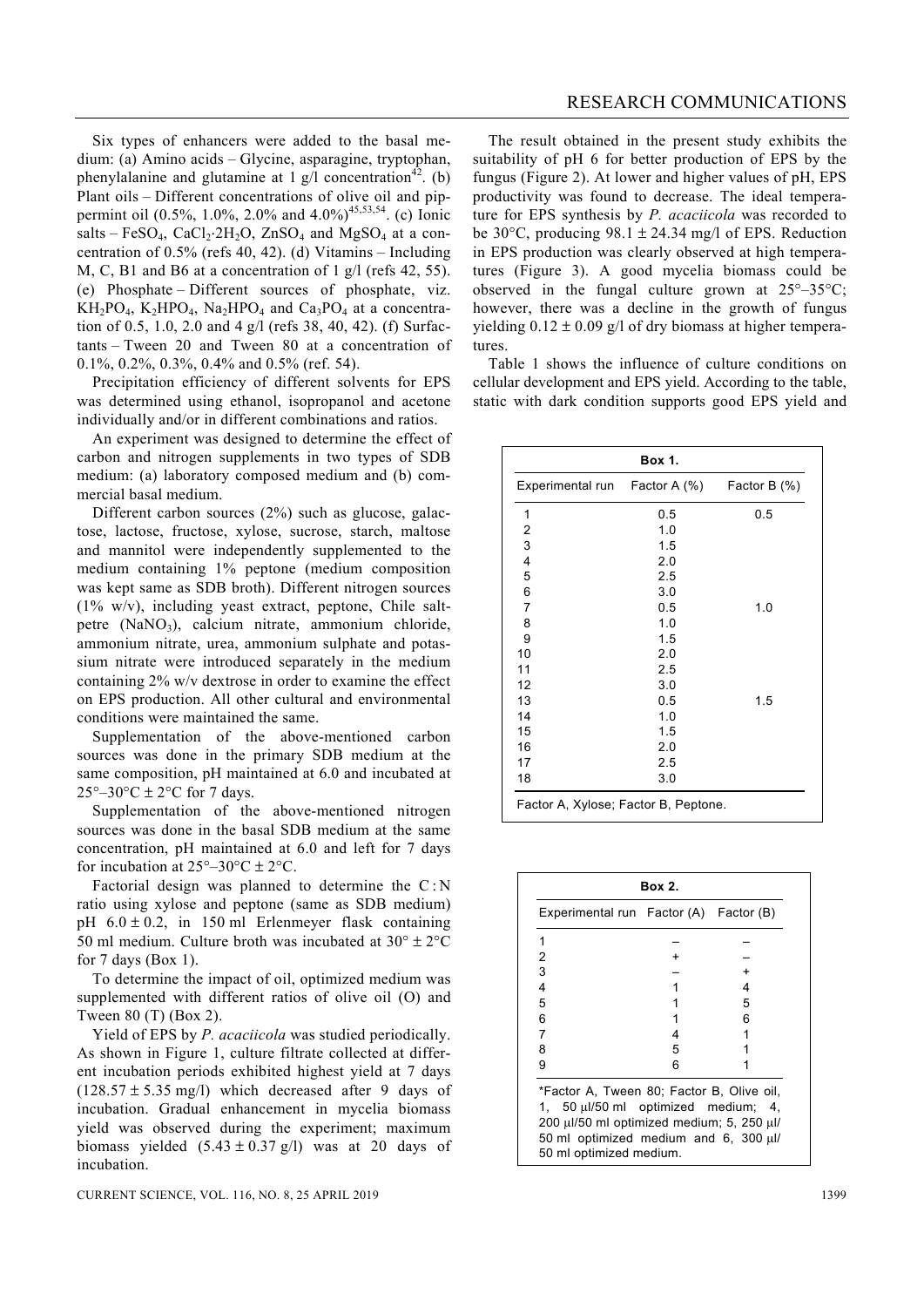Six types of enhancers were added to the basal medium: (a) Amino acids – Glycine, asparagine, tryptophan, phenylalanine and glutamine at 1 g/l concentration[42]. (b) Plant oils – Different concentrations of olive oil and pippermint oil (0.5%, 1.0%, 2.0% and 4.0%)[45,53,54]. (c) Ionic salts – $FeSO_4$, $CaCl_2 \cdot 2H_2O$, $ZnSO_4$ and $MgSO_4$ at a concentration of 0.5% (refs 40, 42). (d) Vitamins – Including M, C, B1 and B6 at a concentration of 1 g/l (refs 42, 55). (e) Phosphate – Different sources of phosphate, viz. $KH_2PO_4$, $K_2HPO_4$, $Na_2HPO_4$ and $Ca_3PO_4$ at a concentration of 0.5, 1.0, 2.0 and 4 g/l (refs 38, 40, 42). (f) Surfactants – Tween 20 and Tween 80 at a concentration of 0.1%, 0.2%, 0.3%, 0.4% and 0.5% (ref. 54).

Precipitation efficiency of different solvents for EPS was determined using ethanol, isopropanol and acetone individually and/or in different combinations and ratios.

An experiment was designed to determine the effect of carbon and nitrogen supplements in two types of SDB medium: (a) laboratory composed medium and (b) commercial basal medium.

Different carbon sources (2%) such as glucose, galactose, lactose, fructose, xylose, sucrose, starch, maltose and mannitol were independently supplemented to the medium containing 1% peptone (medium composition was kept same as SDB broth). Different nitrogen sources (1% w/v), including yeast extract, peptone, Chile saltpetre ($NaNO_3$), calcium nitrate, ammonium chloride, ammonium nitrate, urea, ammonium sulphate and potassium nitrate were introduced separately in the medium containing 2% w/v dextrose in order to examine the effect on EPS production. All other cultural and environmental conditions were maintained the same.

Supplementation of the above-mentioned carbon sources was done in the primary SDB medium at the same composition, pH maintained at 6.0 and incubated at 25°–30°C ± 2°C for 7 days.

Supplementation of the above-mentioned nitrogen sources was done in the basal SDB medium at the same concentration, pH maintained at 6.0 and left for 7 days for incubation at 25°–30°C ± 2°C.

Factorial design was planned to determine the C : N ratio using xylose and peptone (same as SDB medium) pH 6.0 ± 0.2, in 150 ml Erlenmeyer flask containing 50 ml medium. Culture broth was incubated at 30° ± 2°C for 7 days (Box 1).

To determine the impact of oil, optimized medium was supplemented with different ratios of olive oil (O) and Tween 80 (T) (Box 2).

Yield of EPS by *P. acaciicola* was studied periodically. As shown in Figure 1, culture filtrate collected at different incubation periods exhibited highest yield at 7 days (128.57 ± 5.35 mg/l) which decreased after 9 days of incubation. Gradual enhancement in mycelia biomass yield was observed during the experiment; maximum biomass yielded (5.43 ± 0.37 g/l) was at 20 days of incubation.

The result obtained in the present study exhibits the suitability of pH 6 for better production of EPS by the fungus (Figure 2). At lower and higher values of pH, EPS productivity was found to decrease. The ideal temperature for EPS synthesis by *P. acaciicola* was recorded to be 30°C, producing 98.1 ± 24.34 mg/l of EPS. Reduction in EPS production was clearly observed at high temperatures (Figure 3). A good mycelia biomass could be observed in the fungal culture grown at 25°–35°C; however, there was a decline in the growth of fungus yielding 0.12 ± 0.09 g/l of dry biomass at higher temperatures.

Table 1 shows the influence of culture conditions on cellular development and EPS yield. According to the table, static with dark condition supports good EPS yield and

**Box 1.**

| Experimental run | Factor A (%) | Factor B (%) |
|---|---|---|
| 1 | 0.5 | 0.5 |
| 2 | 1.0 | |
| 3 | 1.5 | |
| 4 | 2.0 | |
| 5 | 2.5 | |
| 6 | 3.0 | |
| 7 | 0.5 | 1.0 |
| 8 | 1.0 | |
| 9 | 1.5 | |
| 10 | 2.0 | |
| 11 | 2.5 | |
| 12 | 3.0 | |
| 13 | 0.5 | 1.5 |
| 14 | 1.0 | |
| 15 | 1.5 | |
| 16 | 2.0 | |
| 17 | 2.5 | |
| 18 | 3.0 | |

Factor A, Xylose; Factor B, Peptone.

**Box 2.**

| Experimental run | Factor (A) | Factor (B) |
|---|---|---|
| 1 | – | – |
| 2 | + | – |
| 3 | – | + |
| 4 | 1 | 4 |
| 5 | 1 | 5 |
| 6 | 1 | 6 |
| 7 | 4 | 1 |
| 8 | 5 | 1 |
| 9 | 6 | 1 |

*Factor A, Tween 80; Factor B, Olive oil, 1, 50 μl/50 ml optimized medium; 4, 200 μl/50 ml optimized medium; 5, 250 μl/50 ml optimized medium and 6, 300 μl/50 ml optimized medium.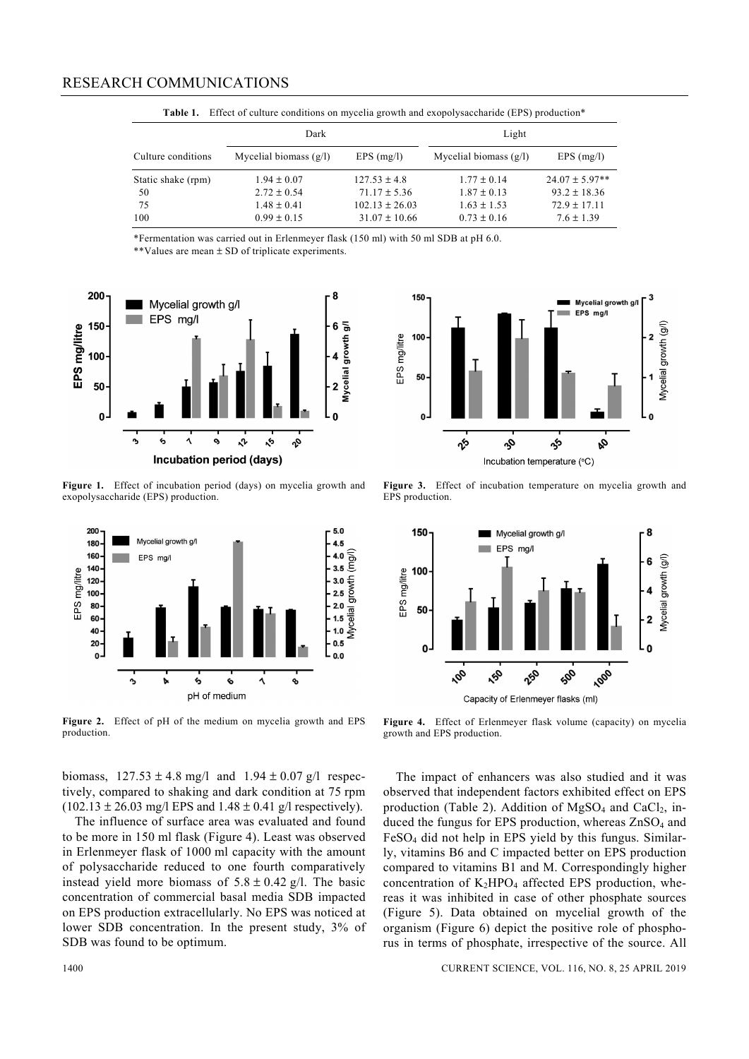**Table 1.** Effect of culture conditions on mycelia growth and exopolysaccharide (EPS) production*

| | Dark | | Light | |
|---|---|---|---|---|
| Culture conditions | Mycelial biomass (g/l) | EPS (mg/l) | Mycelial biomass (g/l) | EPS (mg/l) |
| Static shake (rpm) | 1.94 ± 0.07 | 127.53 ± 4.8 | 1.77 ± 0.14 | 24.07 ± 5.97** |
| 50 | 2.72 ± 0.54 | 71.17 ± 5.36 | 1.87 ± 0.13 | 93.2 ± 18.36 |
| 75 | 1.48 ± 0.41 | 102.13 ± 26.03 | 1.63 ± 1.53 | 72.9 ± 17.11 |
| 100 | 0.99 ± 0.15 | 31.07 ± 10.66 | 0.73 ± 0.16 | 7.6 ± 1.39 |

*Fermentation was carried out in Erlenmeyer flask (150 ml) with 50 ml SDB at pH 6.0.

**Values are mean ± SD of triplicate experiments.

**Figure 1.** Effect of incubation period (days) on mycelia growth and exopolysaccharide (EPS) production.

**Figure 2.** Effect of pH of the medium on mycelia growth and EPS production.

**Figure 3.** Effect of incubation temperature on mycelia growth and EPS production.

**Figure 4.** Effect of Erlenmeyer flask volume (capacity) on mycelia growth and EPS production.

biomass, 127.53 ± 4.8 mg/l and 1.94 ± 0.07 g/l respectively, compared to shaking and dark condition at 75 rpm (102.13 ± 26.03 mg/l EPS and 1.48 ± 0.41 g/l respectively).

The influence of surface area was evaluated and found to be more in 150 ml flask (Figure 4). Least was observed in Erlenmeyer flask of 1000 ml capacity with the amount of polysaccharide reduced to one fourth comparatively instead yield more biomass of 5.8 ± 0.42 g/l. The basic concentration of commercial basal media SDB impacted on EPS production extracellularly. No EPS was noticed at lower SDB concentration. In the present study, 3% of SDB was found to be optimum.

The impact of enhancers was also studied and it was observed that independent factors exhibited effect on EPS production (Table 2). Addition of $MgSO_4$ and $CaCl_2$, induced the fungus for EPS production, whereas $ZnSO_4$ and $FeSO_4$ did not help in EPS yield by this fungus. Similarly, vitamins B6 and C impacted better on EPS production compared to vitamins B1 and M. Correspondingly higher concentration of $K_2HPO_4$ affected EPS production, whereas it was inhibited in case of other phosphate sources (Figure 5). Data obtained on mycelial growth of the organism (Figure 6) depict the positive role of phosphorus in terms of phosphate, irrespective of the source. All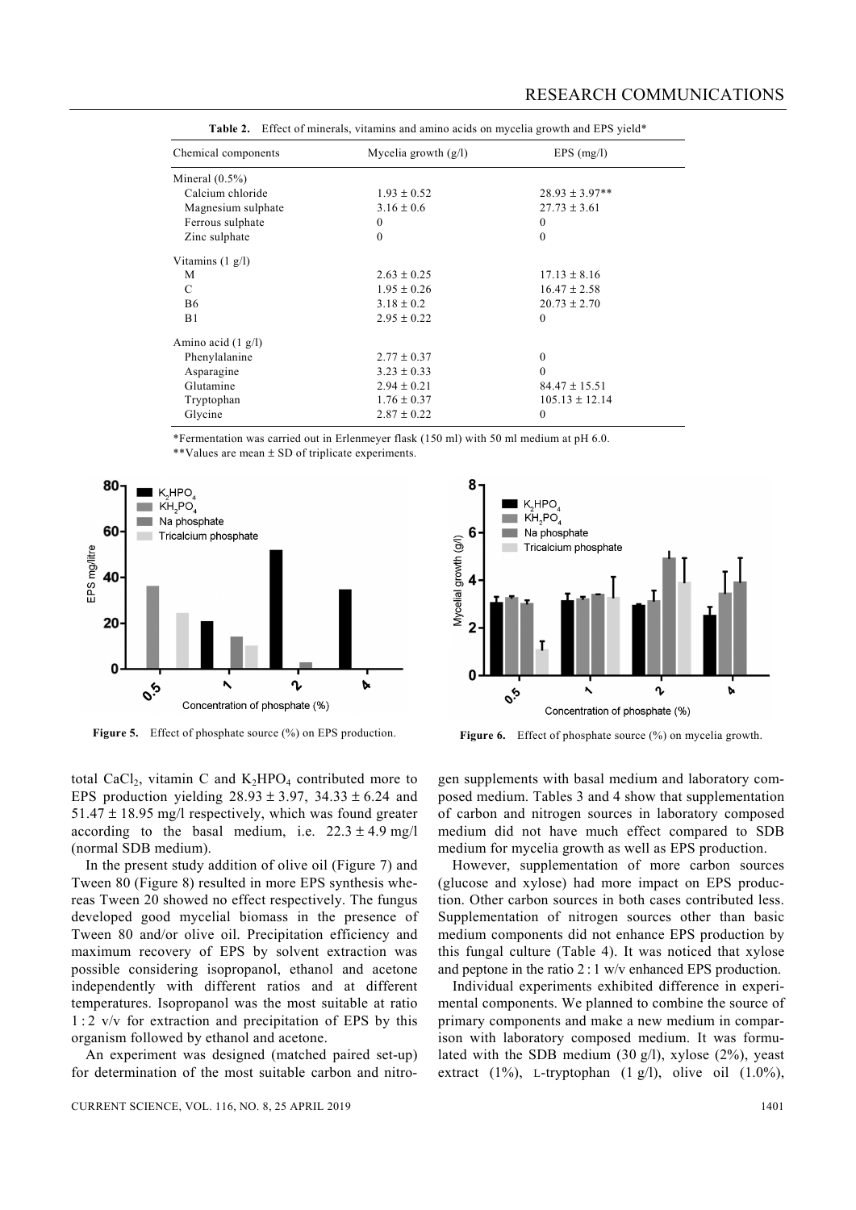**Table 2.** Effect of minerals, vitamins and amino acids on mycelia growth and EPS yield*

| Chemical components | Mycelia growth (g/l) | EPS (mg/l) |
|---|---|---|
| Mineral (0.5%) | | |
| Calcium chloride | 1.93 ± 0.52 | 28.93 ± 3.97** |
| Magnesium sulphate | 3.16 ± 0.6 | 27.73 ± 3.61 |
| Ferrous sulphate | 0 | 0 |
| Zinc sulphate | 0 | 0 |
| Vitamins (1 g/l) | | |
| M | 2.63 ± 0.25 | 17.13 ± 8.16 |
| C | 1.95 ± 0.26 | 16.47 ± 2.58 |
| B6 | 3.18 ± 0.2 | 20.73 ± 2.70 |
| B1 | 2.95 ± 0.22 | 0 |
| Amino acid (1 g/l) | | |
| Phenylalanine | 2.77 ± 0.37 | 0 |
| Asparagine | 3.23 ± 0.33 | 0 |
| Glutamine | 2.94 ± 0.21 | 84.47 ± 15.51 |
| Tryptophan | 1.76 ± 0.37 | 105.13 ± 12.14 |
| Glycine | 2.87 ± 0.22 | 0 |

*Fermentation was carried out in Erlenmeyer flask (150 ml) with 50 ml medium at pH 6.0.
**Values are mean ± SD of triplicate experiments.

**Figure 5.** Effect of phosphate source (%) on EPS production.

**Figure 6.** Effect of phosphate source (%) on mycelia growth.

total $CaCl_2$, vitamin C and $K_2HPO_4$ contributed more to EPS production yielding 28.93 ± 3.97, 34.33 ± 6.24 and 51.47 ± 18.95 mg/l respectively, which was found greater according to the basal medium, i.e. 22.3 ± 4.9 mg/l (normal SDB medium).

In the present study addition of olive oil (Figure 7) and Tween 80 (Figure 8) resulted in more EPS synthesis whereas Tween 20 showed no effect respectively. The fungus developed good mycelial biomass in the presence of Tween 80 and/or olive oil. Precipitation efficiency and maximum recovery of EPS by solvent extraction was possible considering isopropanol, ethanol and acetone independently with different ratios and at different temperatures. Isopropanol was the most suitable at ratio 1 : 2 v/v for extraction and precipitation of EPS by this organism followed by ethanol and acetone.

An experiment was designed (matched paired set-up) for determination of the most suitable carbon and nitrogen supplements with basal medium and laboratory composed medium. Tables 3 and 4 show that supplementation of carbon and nitrogen sources in laboratory composed medium did not have much effect compared to SDB medium for mycelia growth as well as EPS production.

However, supplementation of more carbon sources (glucose and xylose) had more impact on EPS production. Other carbon sources in both cases contributed less. Supplementation of nitrogen sources other than basic medium components did not enhance EPS production by this fungal culture (Table 4). It was noticed that xylose and peptone in the ratio 2 : 1 w/v enhanced EPS production.

Individual experiments exhibited difference in experimental components. We planned to combine the source of primary components and make a new medium in comparison with laboratory composed medium. It was formulated with the SDB medium (30 g/l), xylose (2%), yeast extract (1%), L-tryptophan (1 g/l), olive oil (1.0%),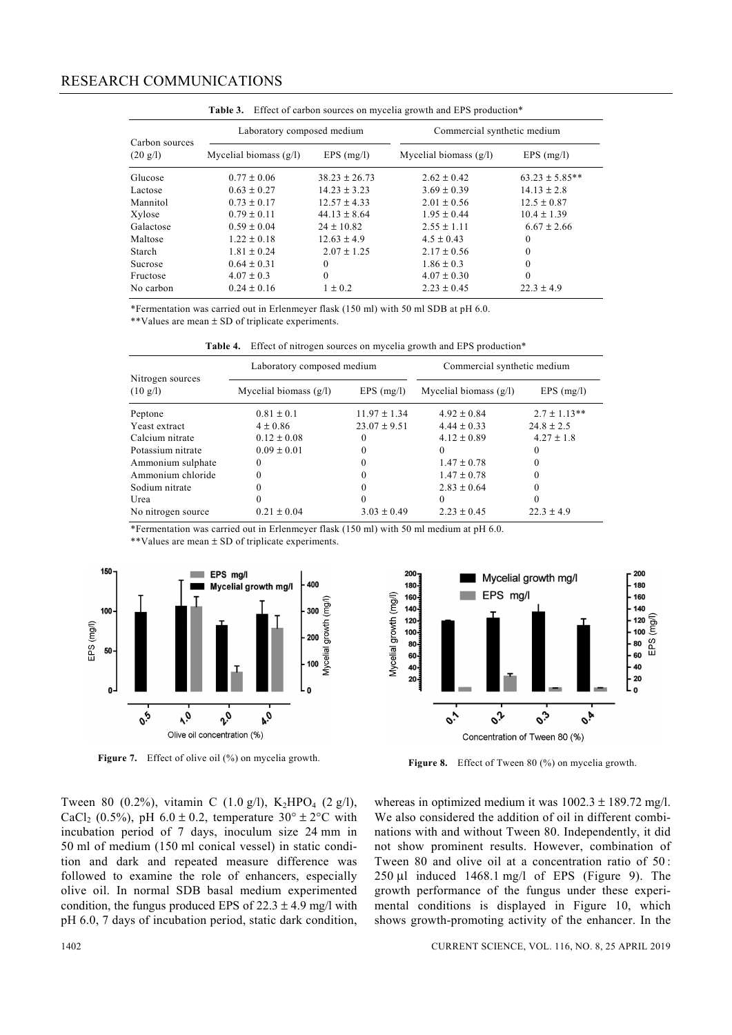**Table 3.** Effect of carbon sources on mycelia growth and EPS production*

| Carbon sources (20 g/l) | Laboratory composed medium | | Commercial synthetic medium | |
|---|---|---|---|---|
| | Mycelial biomass (g/l) | EPS (mg/l) | Mycelial biomass (g/l) | EPS (mg/l) |
| Glucose | 0.77 ± 0.06 | 38.23 ± 26.73 | 2.62 ± 0.42 | 63.23 ± 5.85** |
| Lactose | 0.63 ± 0.27 | 14.23 ± 3.23 | 3.69 ± 0.39 | 14.13 ± 2.8 |
| Mannitol | 0.73 ± 0.17 | 12.57 ± 4.33 | 2.01 ± 0.56 | 12.5 ± 0.87 |
| Xylose | 0.79 ± 0.11 | 44.13 ± 8.64 | 1.95 ± 0.44 | 10.4 ± 1.39 |
| Galactose | 0.59 ± 0.04 | 24 ± 10.82 | 2.55 ± 1.11 | 6.67 ± 2.66 |
| Maltose | 1.22 ± 0.18 | 12.63 ± 4.9 | 4.5 ± 0.43 | 0 |
| Starch | 1.81 ± 0.24 | 2.07 ± 1.25 | 2.17 ± 0.56 | 0 |
| Sucrose | 0.64 ± 0.31 | 0 | 1.86 ± 0.3 | 0 |
| Fructose | 4.07 ± 0.3 | 0 | 4.07 ± 0.30 | 0 |
| No carbon | 0.24 ± 0.16 | 1 ± 0.2 | 2.23 ± 0.45 | 22.3 ± 4.9 |

*Fermentation was carried out in Erlenmeyer flask (150 ml) with 50 ml SDB at pH 6.0.
**Values are mean ± SD of triplicate experiments.

**Table 4.** Effect of nitrogen sources on mycelia growth and EPS production*

| Nitrogen sources (10 g/l) | Laboratory composed medium | | Commercial synthetic medium | |
|---|---|---|---|---|
| | Mycelial biomass (g/l) | EPS (mg/l) | Mycelial biomass (g/l) | EPS (mg/l) |
| Peptone | 0.81 ± 0.1 | 11.97 ± 1.34 | 4.92 ± 0.84 | 2.7 ± 1.13** |
| Yeast extract | 4 ± 0.86 | 23.07 ± 9.51 | 4.44 ± 0.33 | 24.8 ± 2.5 |
| Calcium nitrate | 0.12 ± 0.08 | 0 | 4.12 ± 0.89 | 4.27 ± 1.8 |
| Potassium nitrate | 0.09 ± 0.01 | 0 | 0 | 0 |
| Ammonium sulphate | 0 | 0 | 1.47 ± 0.78 | 0 |
| Ammonium chloride | 0 | 0 | 1.47 ± 0.78 | 0 |
| Sodium nitrate | 0 | 0 | 2.83 ± 0.64 | 0 |
| Urea | 0 | 0 | 0 | 0 |
| No nitrogen source | 0.21 ± 0.04 | 3.03 ± 0.49 | 2.23 ± 0.45 | 22.3 ± 4.9 |

*Fermentation was carried out in Erlenmeyer flask (150 ml) with 50 ml medium at pH 6.0.
**Values are mean ± SD of triplicate experiments.

**Figure 7.** Effect of olive oil (%) on mycelia growth.

**Figure 8.** Effect of Tween 80 (%) on mycelia growth.

Tween 80 (0.2%), vitamin C (1.0 g/l), $K_2HPO_4$ (2 g/l), $CaCl_2$ (0.5%), pH 6.0 ± 0.2, temperature 30° ± 2°C with incubation period of 7 days, inoculum size 24 mm in 50 ml of medium (150 ml conical vessel) in static condition and dark and repeated measure difference was followed to examine the role of enhancers, especially olive oil. In normal SDB basal medium experimented condition, the fungus produced EPS of 22.3 ± 4.9 mg/l with pH 6.0, 7 days of incubation period, static dark condition, whereas in optimized medium it was 1002.3 ± 189.72 mg/l. We also considered the addition of oil in different combinations with and without Tween 80. Independently, it did not show prominent results. However, combination of Tween 80 and olive oil at a concentration ratio of 50 : 250 μl induced 1468.1 mg/l of EPS (Figure 9). The growth performance of the fungus under these experimental conditions is displayed in Figure 10, which shows growth-promoting activity of the enhancer. In the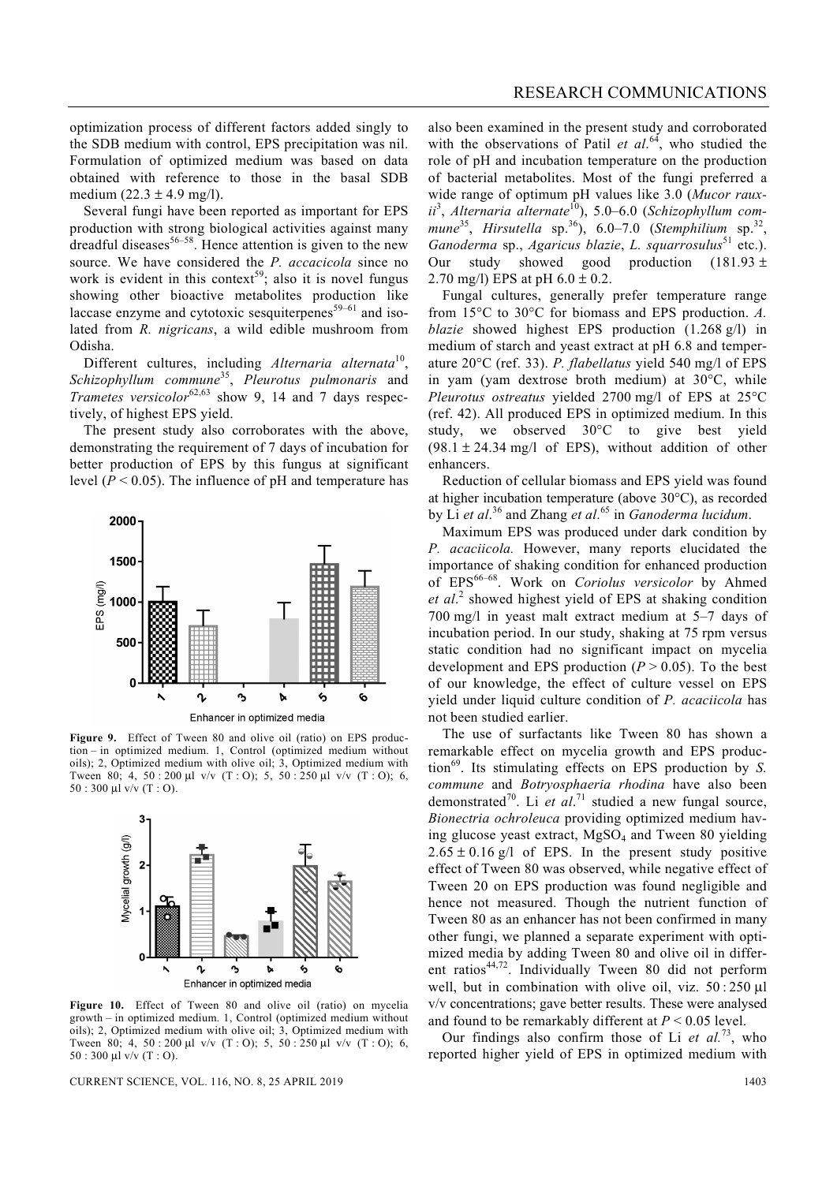optimization process of different factors added singly to the SDB medium with control, EPS precipitation was nil. Formulation of optimized medium was based on data obtained with reference to those in the basal SDB medium (22.3 ± 4.9 mg/l).

Several fungi have been reported as important for EPS production with strong biological activities against many dreadful diseases[56–58]. Hence attention is given to the new source. We have considered the *P. accacicola* since no work is evident in this context[59]; also it is novel fungus showing other bioactive metabolites production like laccase enzyme and cytotoxic sesquiterpenes[59–61] and isolated from *R. nigricans*, a wild edible mushroom from Odisha.

Different cultures, including *Alternaria alternata*[10], *Schizophyllum commune*[35], *Pleurotus pulmonaris* and *Trametes versicolor*[62,63] show 9, 14 and 7 days respectively, of highest EPS yield.

The present study also corroborates with the above, demonstrating the requirement of 7 days of incubation for better production of EPS by this fungus at significant level ($P < 0.05$). The influence of pH and temperature has

**Figure 9.** Effect of Tween 80 and olive oil (ratio) on EPS production – in optimized medium. 1, Control (optimized medium without oils); 2, Optimized medium with olive oil; 3, Optimized medium with Tween 80; 4, 50 : 200 µl v/v (T : O); 5, 50 : 250 µl v/v (T : O); 6, 50 : 300 µl v/v (T : O).

**Figure 10.** Effect of Tween 80 and olive oil (ratio) on mycelia growth – in optimized medium. 1, Control (optimized medium without oils); 2, Optimized medium with olive oil; 3, Optimized medium with Tween 80; 4, 50 : 200 µl v/v (T : O); 5, 50 : 250 µl v/v (T : O); 6, 50 : 300 µl v/v (T : O).

also been examined in the present study and corroborated with the observations of Patil *et al.*[64], who studied the role of pH and incubation temperature on the production of bacterial metabolites. Most of the fungi preferred a wide range of optimum pH values like 3.0 (*Mucor rauxii*[3], *Alternaria alternate*[10]), 5.0–6.0 (*Schizophyllum commune*[35], *Hirsutella* sp.[36]), 6.0–7.0 (*Stemphilium* sp.[32], *Ganoderma* sp., *Agaricus blazie*, *L. squarrosulus*[51] etc.). Our study showed good production (181.93 ± 2.70 mg/l) EPS at pH 6.0 ± 0.2.

Fungal cultures, generally prefer temperature range from 15°C to 30°C for biomass and EPS production. *A. blazie* showed highest EPS production (1.268 g/l) in medium of starch and yeast extract at pH 6.8 and temperature 20°C (ref. 33). *P. flabellatus* yield 540 mg/l of EPS in yam (yam dextrose broth medium) at 30°C, while *Pleurotus ostreatus* yielded 2700 mg/l of EPS at 25°C (ref. 42). All produced EPS in optimized medium. In this study, we observed 30°C to give best yield (98.1 ± 24.34 mg/l of EPS), without addition of other enhancers.

Reduction of cellular biomass and EPS yield was found at higher incubation temperature (above 30°C), as recorded by Li *et al.*[36] and Zhang *et al.*[65] in *Ganoderma lucidum*.

Maximum EPS was produced under dark condition by *P. acaiicola.* However, many reports elucidated the importance of shaking condition for enhanced production of EPS[66–68]. Work on *Coriolus versicolor* by Ahmed *et al.*[2] showed highest yield of EPS at shaking condition 700 mg/l in yeast malt extract medium at 5–7 days of incubation period. In our study, shaking at 75 rpm versus static condition had no significant impact on mycelia development and EPS production ($P > 0.05$). To the best of our knowledge, the effect of culture vessel on EPS yield under liquid culture condition of *P. acaiicola* has not been studied earlier.

The use of surfactants like Tween 80 has shown a remarkable effect on mycelia growth and EPS production[69]. Its stimulating effects on EPS production by *S. commune* and *Botryosphaeria rhodina* have also been demonstrated[70]. Li *et al.*[71] studied a new fungal source, *Bionectria ochroleuca* providing optimized medium having glucose yeast extract, $MgSO_4$ and Tween 80 yielding 2.65 ± 0.16 g/l of EPS. In the present study positive effect of Tween 80 was observed, while negative effect of Tween 20 on EPS production was found negligible and hence not measured. Though the nutrient function of Tween 80 as an enhancer has not been confirmed in many other fungi, we planned a separate experiment with optimized media by adding Tween 80 and olive oil in different ratios[44,72]. Individually Tween 80 did not perform well, but in combination with olive oil, viz. 50 : 250 µl v/v concentrations; gave better results. These were analysed and found to be remarkably different at $P < 0.05$ level.

Our findings also confirm those of Li *et al.*[73], who reported higher yield of EPS in optimized medium with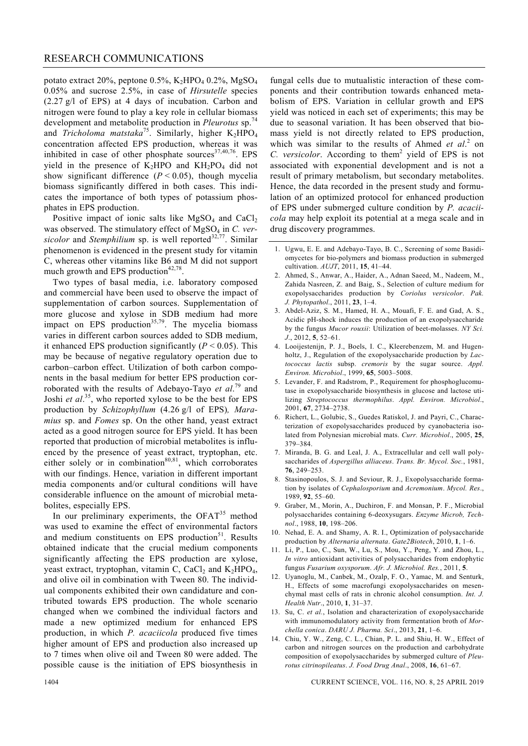potato extract 20%, peptone 0.5%, $K_2HPO_4$ 0.2%, $MgSO_4$ 0.05% and sucrose 2.5%, in case of *Hirsutelle* species (2.27 g/l of EPS) at 4 days of incubation. Carbon and nitrogen were found to play a key role in cellular biomass development and metabolite production in *Pleurotus* sp.[74] and *Tricholoma matstaka*[75]. Similarly, higher $K_2HPO_4$ concentration affected EPS production, whereas it was inhibited in case of other phosphate sources[37,40,76]. EPS yield in the presence of $K_2HPO$ and $KH_2PO_4$ did not show significant difference ($P < 0.05$), though mycelia biomass significantly differed in both cases. This indicates the importance of both types of potassium phosphates in EPS production.

Positive impact of ionic salts like $MgSO_4$ and $CaCl_2$ was observed. The stimulatory effect of $MgSO_4$ in *C. versicolor* and *Stemphilium* sp. is well reported[32,77]. Similar phenomenon is evidenced in the present study for vitamin C, whereas other vitamins like B6 and M did not support much growth and EPS production[42,78].

Two types of basal media, i.e. laboratory composed and commercial have been used to observe the impact of supplementation of carbon sources. Supplementation of more glucose and xylose in SDB medium had more impact on EPS production[35,79]. The mycelia biomass varies in different carbon sources added to SDB medium, it enhanced EPS production significantly ($P < 0.05$). This may be because of negative regulatory operation due to carbon–carbon effect. Utilization of both carbon components in the basal medium for better EPS production corroborated with the results of Adebayo-Tayo *et al.*[79] and Joshi *et al.*[35], who reported xylose to be the best for EPS production by *Schizophyllum* (4.26 g/l of EPS)*, Maramius* sp. and *Fomes* sp. On the other hand, yeast extract acted as a good nitrogen source for EPS yield. It has been reported that production of microbial metabolites is influenced by the presence of yeast extract, tryptophan, etc. either solely or in combination[80,81], which corroborates with our findings. Hence, variation in different important media components and/or cultural conditions will have considerable influence on the amount of microbial metabolites, especially EPS.

In our preliminary experiments, the OFAT[35] method was used to examine the effect of environmental factors and medium constituents on EPS production[51]. Results obtained indicate that the crucial medium components significantly affecting the EPS production are xylose, yeast extract, tryptophan, vitamin C, $CaCl_2$ and $K_2HPO_4$, and olive oil in combination with Tween 80. The individual components exhibited their own candidature and contributed towards EPS production. The whole scenario changed when we combined the individual factors and made a new optimized medium for enhanced EPS production, in which *P. acaciicola* produced five times higher amount of EPS and production also increased up to 7 times when olive oil and Tween 80 were added. The possible cause is the initiation of EPS biosynthesis in fungal cells due to mutualistic interaction of these components and their contribution towards enhanced metabolism of EPS. Variation in cellular growth and EPS yield was noticed in each set of experiments; this may be due to seasonal variation. It has been observed that biomass yield is not directly related to EPS production, which was similar to the results of Ahmed *et al.*[2] on *C. versicolor*. According to them[2] yield of EPS is not associated with exponential development and is not a result of primary metabolism, but secondary metabolites. Hence, the data recorded in the present study and formulation of an optimized protocol for enhanced production of EPS under submerged culture condition by *P. acaciicola* may help exploit its potential at a mega scale and in drug discovery programmes.

1. Ugwu, E. E. and Adebayo-Tayo, B. C., Screening of some Basidiomycetes for bio-polymers and biomass production in submerged cultivation. *AUJT*, 2011, **15**, 41–44.
2. Ahmed, S., Anwar, A., Haider, A., Adnan Saeed, M., Nadeem, M., Zahida Nasreen, Z. and Baig, S., Selection of culture medium for exopolysaccharides production by *Coriolus versicolor*. *Pak. J. Phytopathol*., 2011, **23**, 1–4.
3. Abdel-Aziz, S. M., Hamed, H. A., Mouafi, F. E. and Gad, A. S., Acidic pH-shock induces the production of an exopolysaccharide by the fungus *Mucor rouxii*: Utilization of beet-molasses. *NY Sci. J*., 2012, **5**, 52–61.
4. Looijesteinjn, P. J., Boels, I. C., Kleerebenzem, M. and Hugenholtz, J., Regulation of the exopolysaccharide production by *Lactococcus lactis* subsp. *cremoris* by the sugar source. *Appl. Environ. Microbiol*., 1999, **65**, 5003–5008.
5. Levander, F. and Radstrom, P., Requirement for phosphoglucomutase in exopolysaccharide biosynthesis in glucose and lactose utilizing *Streptococcus thermophilus*. *Appl. Environ. Microbiol*., 2001, **67**, 2734–2738.
6. Richert, L., Golubic, S., Guedes Ratiskol, J. and Payri, C., Characterization of exopolysaccharides produced by cyanobacteria isolated from Polynesian microbial mats. *Curr. Microbiol*., 2005, **25**, 379–384.
7. Miranda, B. G. and Leal, J. A., Extracellular and cell wall polysaccharides of *Aspergillus alliaceus*. *Trans. Br. Mycol. Soc.*, 1981, **76**, 249–253.
8. Stasinopoulos, S. J. and Seviour, R. J., Exopolysaccharide formation by isolates of *Cephalosporium* and *Acremonium*. *Mycol. Res*., 1989, **92**, 55–60.
9. Graber, M., Morin, A., Duchiron, F. and Monsan, P. F., Microbial polysaccharides containing 6-deoxysugars. *Enzyme Microb, Technol*., 1988, **10**, 198–206.
10. Nehad, E. A. and Shamy, A. R. I., Optimization of polysaccharide production by *Alternaria alternata*. *Gate2Biotech*, 2010, **1**, 1–6.
11. Li, P., Luo, C., Sun, W., Lu, S., Mou, Y., Peng, Y. and Zhou, L., *In vitro* antioxidant activities of polysaccharides from endophytic fungus *Fusarium oxysporum*. *Afr. J. Microbiol. Res.*, 2011, **5**.
12. Uyanoglu, M., Canbek, M., Ozalp, F. O., Yamac, M. and Senturk, H., Effects of some macrofungi exopolysaccharides on mesenchymal mast cells of rats in chronic alcohol consumption. *Int. J. Health Nutr*., 2010, **1**, 31–37.
13. Su, C. *et al.*, Isolation and characterization of exopolysaccharide with immunomodulatory activity from fermentation broth of *Morchella conica*. *DARU J. Pharma. Sci*., 2013, **21**, 1–6.
14. Chiu, Y. W., Zeng, C. L., Chian, P. L. and Shiu, H. W., Effect of carbon and nitrogen sources on the production and carbohydrate composition of exopolysaccharides by submerged culture of *Pleurotus citrinopileatus*. *J. Food Drug Anal*., 2008, **16**, 61–67.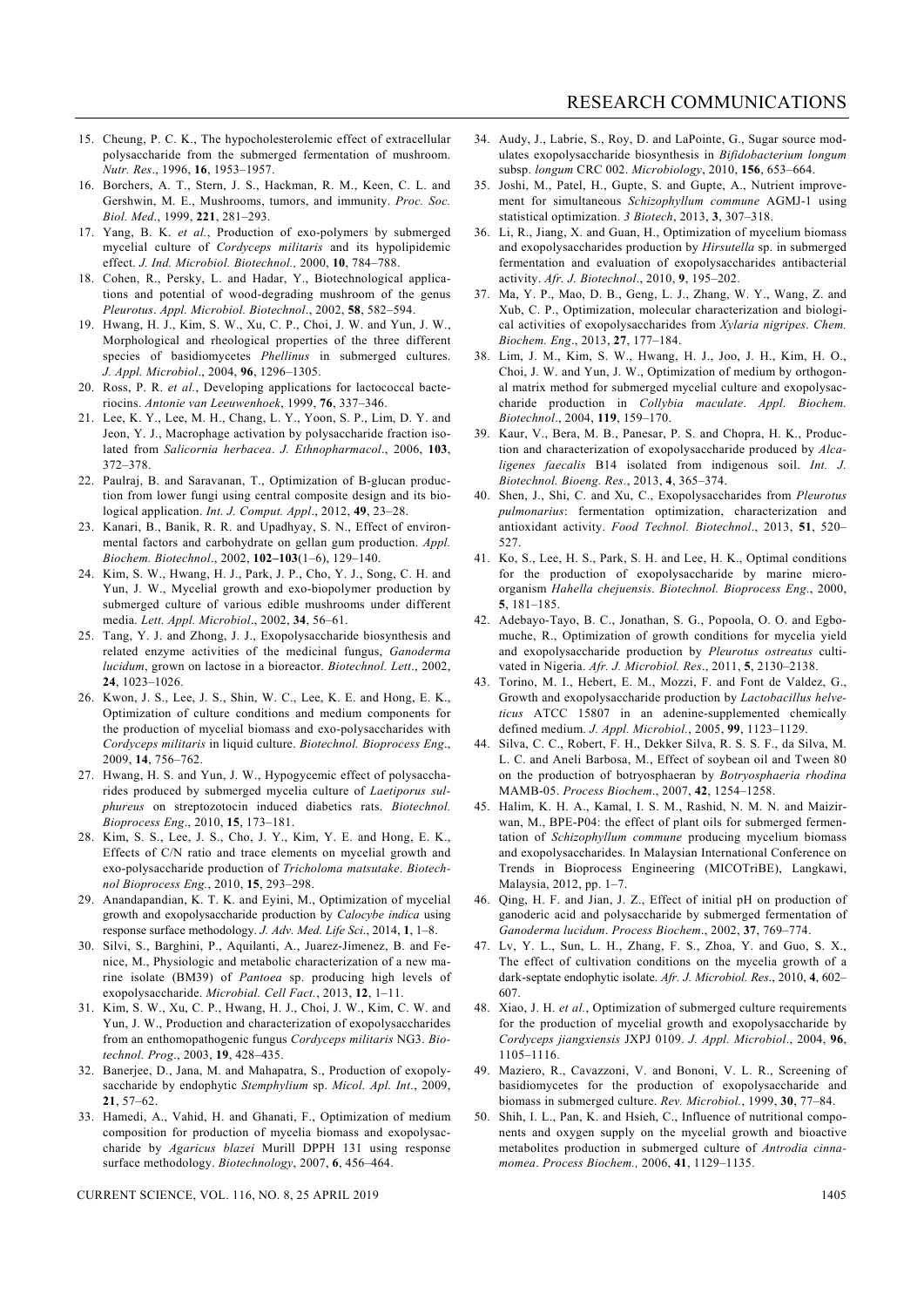15. Cheung, P. C. K., The hypocholesterolemic effect of extracellular polysaccharide from the submerged fermentation of mushroom. *Nutr. Res*., 1996, **16**, 1953–1957.
16. Borchers, A. T., Stern, J. S., Hackman, R. M., Keen, C. L. and Gershwin, M. E., Mushrooms, tumors, and immunity. *Proc. Soc. Biol. Med*., 1999, **221**, 281–293.
17. Yang, B. K. *et al.*, Production of exo-polymers by submerged mycelial culture of *Cordyceps militaris* and its hypolipidemic effect. *J. Ind. Microbiol. Biotechnol.,* 2000, **10**, 784–788.
18. Cohen, R., Persky, L. and Hadar, Y., Biotechnological applications and potential of wood-degrading mushroom of the genus *Pleurotus*. *Appl. Microbiol. Biotechnol*., 2002, **58**, 582–594.
19. Hwang, H. J., Kim, S. W., Xu, C. P., Choi, J. W. and Yun, J. W., Morphological and rheological properties of the three different species of basidiomycetes *Phellinus* in submerged cultures. *J. Appl. Microbiol*., 2004, **96**, 1296–1305.
20. Ross, P. R. *et al.*, Developing applications for lactococcal bacteriocins. *Antonie van Leeuwenhoek*, 1999, **76**, 337–346.
21. Lee, K. Y., Lee, M. H., Chang, L. Y., Yoon, S. P., Lim, D. Y. and Jeon, Y. J., Macrophage activation by polysaccharide fraction isolated from *Salicornia herbacea*. *J. Ethnopharmacol*., 2006, **103**, 372–378.
22. Paulraj, B. and Saravanan, T., Optimization of B-glucan production from lower fungi using central composite design and its biological application. *Int. J. Comput. Appl*., 2012, **49**, 23–28.
23. Kanari, B., Banik, R. R. and Upadhyay, S. N., Effect of environmental factors and carbohydrate on gellan gum production. *Appl. Biochem. Biotechnol*., 2002, **102–103**(1–6), 129–140.
24. Kim, S. W., Hwang, H. J., Park, J. P., Cho, Y. J., Song, C. H. and Yun, J. W., Mycelial growth and exo-biopolymer production by submerged culture of various edible mushrooms under different media. *Lett. Appl. Microbiol*., 2002, **34**, 56–61.
25. Tang, Y. J. and Zhong, J. J., Exopolysaccharide biosynthesis and related enzyme activities of the medicinal fungus, *Ganoderma lucidum*, grown on lactose in a bioreactor. *Biotechnol. Lett*., 2002, **24**, 1023–1026.
26. Kwon, J. S., Lee, J. S., Shin, W. C., Lee, K. E. and Hong, E. K., Optimization of culture conditions and medium components for the production of mycelial biomass and exo-polysaccharides with *Cordyceps militaris* in liquid culture. *Biotechnol. Bioprocess Eng*., 2009, **14**, 756–762.
27. Hwang, H. S. and Yun, J. W., Hypogycemic effect of polysaccharides produced by submerged mycelia culture of *Laetiporus sulphureus* on streptozotocin induced diabetics rats. *Biotechnol. Bioprocess Eng*., 2010, **15**, 173–181.
28. Kim, S. S., Lee, J. S., Cho, J. Y., Kim, Y. E. and Hong, E. K., Effects of C/N ratio and trace elements on mycelial growth and exo-polysaccharide production of *Tricholoma matsutake*. *Biotechnol Bioprocess Eng.*, 2010, **15**, 293–298.
29. Anandapandian, K. T. K. and Eyini, M., Optimization of mycelial growth and exopolysaccharide production by *Calocybe indica* using response surface methodology. *J. Adv. Med. Life Sci*., 2014, **1**, 1–8.
30. Silvi, S., Barghini, P., Aquilanti, A., Juarez-Jimenez, B. and Fenice, M., Physiologic and metabolic characterization of a new marine isolate (BM39) of *Pantoea* sp. producing high levels of exopolysaccharide. *Microbial. Cell Fact.*, 2013, **12**, 1–11.
31. Kim, S. W., Xu, C. P., Hwang, H. J., Choi, J. W., Kim, C. W. and Yun, J. W., Production and characterization of exopolysaccharides from an enthomopathogenic fungus *Cordyceps militaris* NG3. *Biotechnol. Prog*., 2003, **19**, 428–435.
32. Banerjee, D., Jana, M. and Mahapatra, S., Production of exopolysaccharide by endophytic *Stemphylium* sp. *Micol. Apl. Int*., 2009, **21**, 57–62.
33. Hamedi, A., Vahid, H. and Ghanati, F., Optimization of medium composition for production of mycelia biomass and exopolysaccharide by *Agaricus blazei* Murill DPPH 131 using response surface methodology. *Biotechnology*, 2007, **6**, 456–464.
34. Audy, J., Labrie, S., Roy, D. and LaPointe, G., Sugar source modulates exopolysaccharide biosynthesis in *Bifidobacterium longum* subsp. *longum* CRC 002. *Microbiology*, 2010, **156**, 653–664.
35. Joshi, M., Patel, H., Gupte, S. and Gupte, A., Nutrient improvement for simultaneous *Schizophyllum commune* AGMJ-1 using statistical optimization. *3 Biotech*, 2013, **3**, 307–318.
36. Li, R., Jiang, X. and Guan, H., Optimization of mycelium biomass and exopolysaccharides production by *Hirsutella* sp. in submerged fermentation and evaluation of exopolysaccharides antibacterial activity. *Afr. J. Biotechnol*., 2010, **9**, 195–202.
37. Ma, Y. P., Mao, D. B., Geng, L. J., Zhang, W. Y., Wang, Z. and Xub, C. P., Optimization, molecular characterization and biological activities of exopolysaccharides from *Xylaria nigripes*. *Chem. Biochem. Eng*., 2013, **27**, 177–184.
38. Lim, J. M., Kim, S. W., Hwang, H. J., Joo, J. H., Kim, H. O., Choi, J. W. and Yun, J. W., Optimization of medium by orthogonal matrix method for submerged mycelial culture and exopolysaccharide production in *Collybia maculate*. *Appl. Biochem. Biotechnol*., 2004, **119**, 159–170.
39. Kaur, V., Bera, M. B., Panesar, P. S. and Chopra, H. K., Production and characterization of exopolysaccharide produced by *Alcaligenes faecalis* B14 isolated from indigenous soil. *Int. J. Biotechnol. Bioeng. Res.*, 2013, **4**, 365–374.
40. Shen, J., Shi, C. and Xu, C., Exopolysaccharides from *Pleurotus pulmonarius*: fermentation optimization, characterization and antioxidant activity. *Food Technol. Biotechnol*., 2013, **51**, 520–527.
41. Ko, S., Lee, H. S., Park, S. H. and Lee, H. K., Optimal conditions for the production of exopolysaccharide by marine microorganism *Hahella chejuensis*. *Biotechnol. Bioprocess Eng*., 2000, **5**, 181–185.
42. Adebayo-Tayo, B. C., Jonathan, S. G., Popoola, O. O. and Egbomuche, R., Optimization of growth conditions for mycelia yield and exopolysaccharide production by *Pleurotus ostreatus* cultivated in Nigeria. *Afr. J. Microbiol. Res*., 2011, **5**, 2130–2138.
43. Torino, M. I., Hebert, E. M., Mozzi, F. and Font de Valdez, G., Growth and exopolysaccharide production by *Lactobacillus helveticus* ATCC 15807 in an adenine-supplemented chemically defined medium. *J. Appl. Microbiol.*, 2005, **99**, 1123–1129.
44. Silva, C. C., Robert, F. H., Dekker Silva, R. S. S. F., da Silva, M. L. C. and Aneli Barbosa, M., Effect of soybean oil and Tween 80 on the production of botryosphaeran by *Botryosphaeria rhodina* MAMB-05. *Process Biochem*., 2007, **42**, 1254–1258.
45. Halim, K. H. A., Kamal, I. S. M., Rashid, N. M. N. and Maizirwan, M., BPE-P04: the effect of plant oils for submerged fermentation of *Schizophyllum commune* producing mycelium biomass and exopolysaccharides. In Malaysian International Conference on Trends in Bioprocess Engineering (MICOTriBE), Langkawi, Malaysia, 2012, pp. 1–7.
46. Qing, H. F. and Jian, J. Z., Effect of initial pH on production of ganoderic acid and polysaccharide by submerged fermentation of *Ganoderma lucidum*. *Process Biochem*., 2002, **37**, 769–774.
47. Lv, Y. L., Sun, L. H., Zhang, F. S., Zhoa, Y. and Guo, S. X., The effect of cultivation conditions on the mycelia growth of a dark-septate endophytic isolate. *Afr. J. Microbiol. Res*., 2010, **4**, 602–607.
48. Xiao, J. H. *et al.*, Optimization of submerged culture requirements for the production of mycelial growth and exopolysaccharide by *Cordyceps jiangxiensis* JXPJ 0109. *J. Appl. Microbiol*., 2004, **96**, 1105–1116.
49. Maziero, R., Cavazzoni, V. and Bononi, V. L. R., Screening of basidiomycetes for the production of exopolysaccharide and biomass in submerged culture. *Rev. Microbiol.*, 1999, **30**, 77–84.
50. Shih, I. L., Pan, K. and Hsieh, C., Influence of nutritional components and oxygen supply on the mycelial growth and bioactive metabolites production in submerged culture of *Antrodia cinnamomea*. *Process Biochem.,* 2006, **41**, 1129–1135.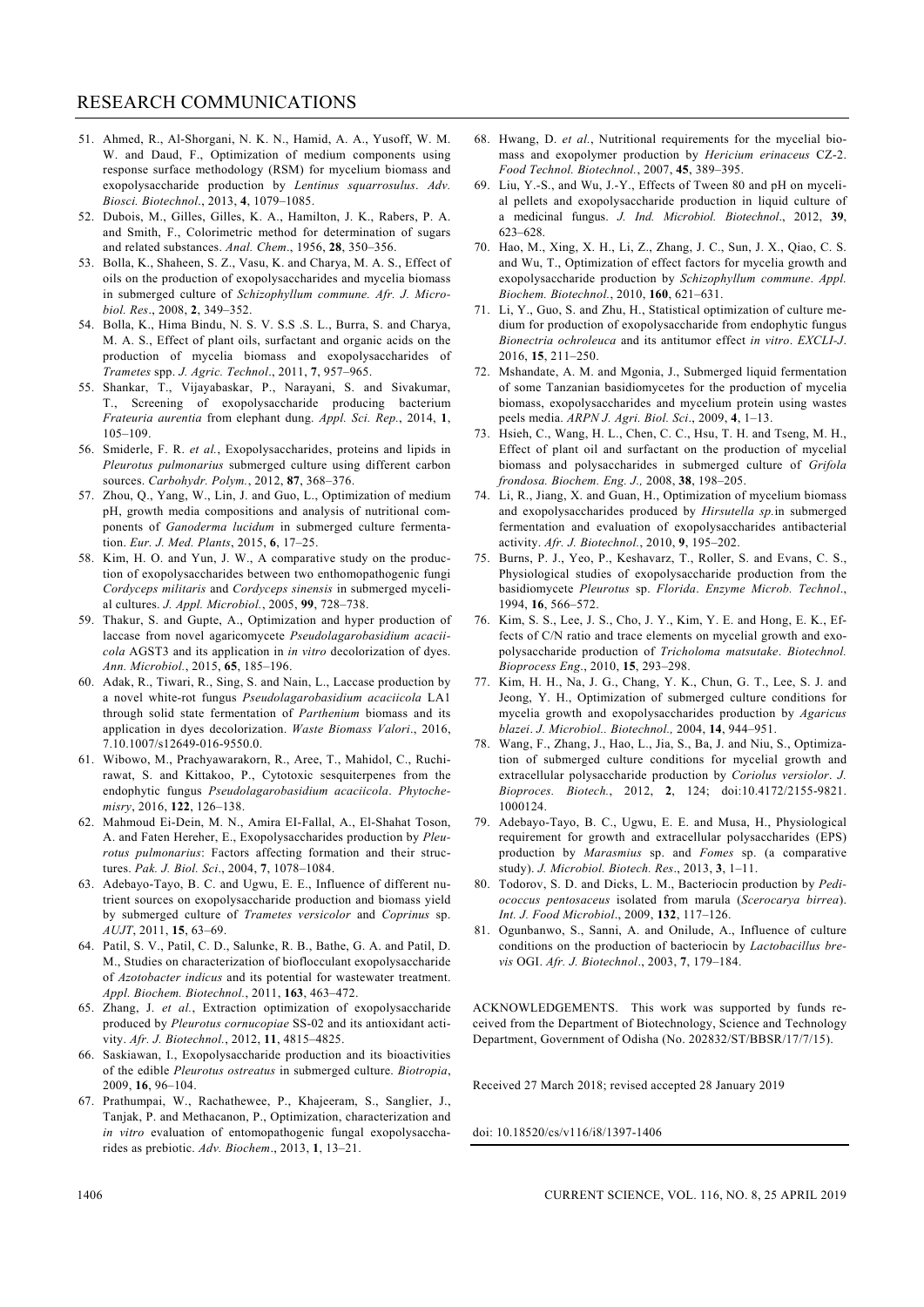51. Ahmed, R., Al-Shorgani, N. K. N., Hamid, A. A., Yusoff, W. M. W. and Daud, F., Optimization of medium components using response surface methodology (RSM) for mycelium biomass and exopolysaccharide production by *Lentinus squarrosulus*. *Adv. Biosci. Biotechnol*., 2013, **4**, 1079–1085.
52. Dubois, M., Gilles, Gilles, K. A., Hamilton, J. K., Rabers, P. A. and Smith, F., Colorimetric method for determination of sugars and related substances. *Anal. Chem*., 1956, **28**, 350–356.
53. Bolla, K., Shaheen, S. Z., Vasu, K. and Charya, M. A. S., Effect of oils on the production of exopolysaccharides and mycelia biomass in submerged culture of *Schizophyllum commune. Afr. J. Microbiol. Res*., 2008, **2**, 349–352.
54. Bolla, K., Hima Bindu, N. S. V. S.S .S. L., Burra, S. and Charya, M. A. S., Effect of plant oils, surfactant and organic acids on the production of mycelia biomass and exopolysaccharides of *Trametes* spp. *J. Agric. Technol*., 2011, **7**, 957–965.
55. Shankar, T., Vijayabaskar, P., Narayani, S. and Sivakumar, T., Screening of exopolysaccharide producing bacterium *Frateuria aurentia* from elephant dung. *Appl. Sci. Rep.*, 2014, **1**, 105–109.
56. Smiderle, F. R. *et al.*, Exopolysaccharides, proteins and lipids in *Pleurotus pulmonarius* submerged culture using different carbon sources. *Carbohydr. Polym.*, 2012, **87**, 368–376.
57. Zhou, Q., Yang, W., Lin, J. and Guo, L., Optimization of medium pH, growth media compositions and analysis of nutritional components of *Ganoderma lucidum* in submerged culture fermentation. *Eur. J. Med. Plants*, 2015, **6**, 17–25.
58. Kim, H. O. and Yun, J. W., A comparative study on the production of exopolysaccharides between two enthomopathogenic fungi *Cordyceps militaris* and *Cordyceps sinensis* in submerged mycelial cultures. *J. Appl. Microbiol.*, 2005, **99**, 728–738.
59. Thakur, S. and Gupte, A., Optimization and hyper production of laccase from novel agaricomycete *Pseudolagarobasidium acaciicola* AGST3 and its application in *in vitro* decolorization of dyes. *Ann. Microbiol.*, 2015, **65**, 185–196.
60. Adak, R., Tiwari, R., Sing, S. and Nain, L., Laccase production by a novel white-rot fungus *Pseudolagarobasidium acaciicola* LA1 through solid state fermentation of *Parthenium* biomass and its application in dyes decolorization. *Waste Biomass Valori*., 2016, 7.10.1007/s12649-016-9550.0.
61. Wibowo, M., Prachyawarakorn, R., Aree, T., Mahidol, C., Ruchirawat, S. and Kittakoo, P., Cytotoxic sesquiterpenes from the endophytic fungus *Pseudolagarobasidium acaciicola*. *Phytochemisry*, 2016, **122**, 126–138.
62. Mahmoud Ei-Dein, M. N., Amira EI-Fallal, A., El-Shahat Toson, A. and Faten Hereher, E., Exopolysaccharides production by *Pleurotus pulmonarius*: Factors affecting formation and their structures. *Pak. J. Biol. Sci*., 2004, **7**, 1078–1084.
63. Adebayo-Tayo, B. C. and Ugwu, E. E., Influence of different nutrient sources on exopolysaccharide production and biomass yield by submerged culture of *Trametes versicolor* and *Coprinus* sp. *AUJT*, 2011, **15**, 63–69.
64. Patil, S. V., Patil, C. D., Salunke, R. B., Bathe, G. A. and Patil, D. M., Studies on characterization of bioflocculant exopolysaccharide of *Azotobacter indicus* and its potential for wastewater treatment. *Appl. Biochem. Biotechnol.*, 2011, **163**, 463–472.
65. Zhang, J. *et al.*, Extraction optimization of exopolysaccharide produced by *Pleurotus cornucopiae* SS-02 and its antioxidant activity. *Afr. J. Biotechnol.*, 2012, **11**, 4815–4825.
66. Saskiawan, I., Exopolysaccharide production and its bioactivities of the edible *Pleurotus ostreatus* in submerged culture. *Biotropia*, 2009, **16**, 96–104.
67. Prathumpai, W., Rachathewee, P., Khajeeram, S., Sanglier, J., Tanjak, P. and Methacanon, P., Optimization, characterization and *in vitro* evaluation of entomopathogenic fungal exopolysaccharides as prebiotic. *Adv. Biochem*., 2013, **1**, 13–21.
68. Hwang, D. *et al.*, Nutritional requirements for the mycelial biomass and exopolymer production by *Hericium erinaceus* CZ-2. *Food Technol. Biotechnol.*, 2007, **45**, 389–395.
69. Liu, Y.-S., and Wu, J.-Y., Effects of Tween 80 and pH on mycelial pellets and exopolysaccharide production in liquid culture of a medicinal fungus. *J. Ind. Microbiol. Biotechnol*., 2012, **39**, 623–628.
70. Hao, M., Xing, X. H., Li, Z., Zhang, J. C., Sun, J. X., Qiao, C. S. and Wu, T., Optimization of effect factors for mycelia growth and exopolysaccharide production by *Schizophyllum commune*. *Appl. Biochem. Biotechnol.*, 2010, **160**, 621–631.
71. Li, Y., Guo, S. and Zhu, H., Statistical optimization of culture medium for production of exopolysaccharide from endophytic fungus *Bionectria ochroleuca* and its antitumor effect *in vitro*. *EXCLI-J*. 2016, **15**, 211–250.
72. Mshandate, A. M. and Mgonia, J., Submerged liquid fermentation of some Tanzanian basidiomycetes for the production of mycelia biomass, exopolysaccharides and mycelium protein using wastes peels media. *ARPN J. Agri. Biol. Sci*., 2009, **4**, 1–13.
73. Hsieh, C., Wang, H. L., Chen, C. C., Hsu, T. H. and Tseng, M. H., Effect of plant oil and surfactant on the production of mycelial biomass and polysaccharides in submerged culture of *Grifola frondosa. Biochem. Eng. J.,* 2008, **38**, 198–205.
74. Li, R., Jiang, X. and Guan, H., Optimization of mycelium biomass and exopolysaccharides produced by *Hirsutella sp.*in submerged fermentation and evaluation of exopolysaccharides antibacterial activity. *Afr. J. Biotechnol.*, 2010, **9**, 195–202.
75. Burns, P. J., Yeo, P., Keshavarz, T., Roller, S. and Evans, C. S., Physiological studies of exopolysaccharide production from the basidiomycete *Pleurotus* sp. *Florida*. *Enzyme Microb. Technol*., 1994, **16**, 566–572.
76. Kim, S. S., Lee, J. S., Cho, J. Y., Kim, Y. E. and Hong, E. K., Effects of C/N ratio and trace elements on mycelial growth and exopolysaccharide production of *Tricholoma matsutake*. *Biotechnol. Bioprocess Eng*., 2010, **15**, 293–298.
77. Kim, H. H., Na, J. G., Chang, Y. K., Chun, G. T., Lee, S. J. and Jeong, Y. H., Optimization of submerged culture conditions for mycelia growth and exopolysaccharides production by *Agaricus blazei*. *J. Microbiol.. Biotechnol.,* 2004, **14**, 944–951.
78. Wang, F., Zhang, J., Hao, L., Jia, S., Ba, J. and Niu, S., Optimization of submerged culture conditions for mycelial growth and extracellular polysaccharide production by *Coriolus versiolor*. *J. Bioproces. Biotech.*, 2012, **2**, 124; doi:10.4172/2155-9821. 1000124.
79. Adebayo-Tayo, B. C., Ugwu, E. E. and Musa, H., Physiological requirement for growth and extracellular polysaccharides (EPS) production by *Marasmius* sp. and *Fomes* sp. (a comparative study). *J. Microbiol. Biotech. Res*., 2013, **3**, 1–11.
80. Todorov, S. D. and Dicks, L. M., Bacteriocin production by *Pediococcus pentosaceus* isolated from marula (*Scerocarya birrea*). *Int. J. Food Microbiol*., 2009, **132**, 117–126.
81. Ogunbanwo, S., Sanni, A. and Onilude, A., Influence of culture conditions on the production of bacteriocin by *Lactobacillus brevis* OGI. *Afr. J. Biotechnol*., 2003, **7**, 179–184.

ACKNOWLEDGEMENTS. This work was supported by funds received from the Department of Biotechnology, Science and Technology Department, Government of Odisha (No. 202832/ST/BBSR/17/7/15).

Received 27 March 2018; revised accepted 28 January 2019

doi: 10.18520/cs/v116/i8/1397-1406